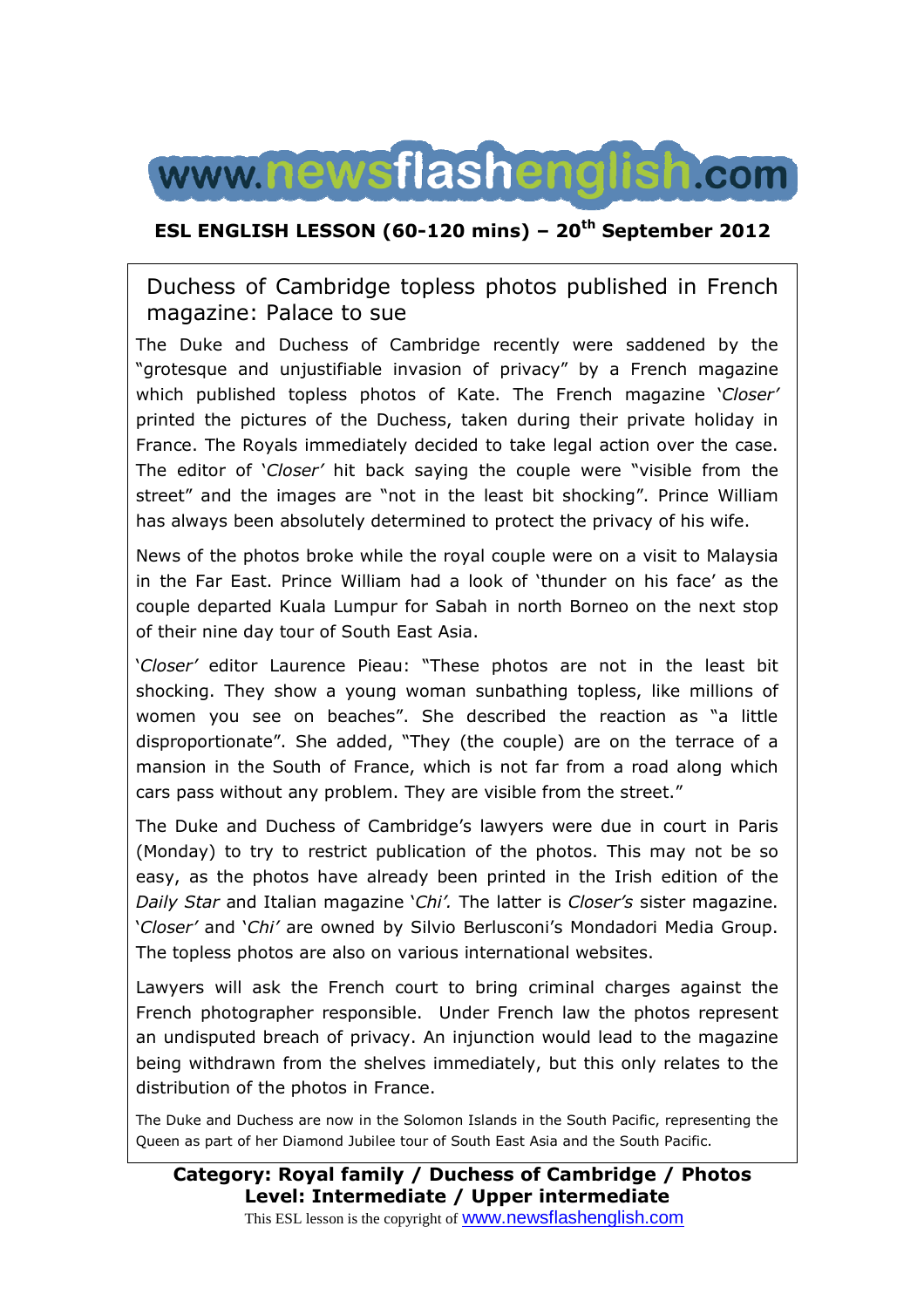# www.newsflashenglish.com

**ESL ENGLISH LESSON (60-120 mins) – 20th September 2012**

## Duchess of Cambridge topless photos published in French magazine: Palace to sue

The Duke and Duchess of Cambridge recently were saddened by the "grotesque and unjustifiable invasion of privacy" by a French magazine which published topless photos of Kate. The French magazine '*Closer*' printed the pictures of the Duchess, taken during their private holiday in France. The Royals immediately decided to take legal action over the case. The editor of '*Closer*' hit back saying the couple were "visible from the street" and the images are "not in the least bit shocking". Prince William has always been absolutely determined to protect the privacy of his wife.

News of the photos broke while the royal couple were on a visit to Malaysia in the Far East. Prince William had a look of 'thunder on his face' as the couple departed Kuala Lumpur for Sabah in north Borneo on the next stop of their nine day tour of South East Asia.

'*Closer*' editor Laurence Pieau: "These photos are not in the least bit shocking. They show a young woman sunbathing topless, like millions of women you see on beaches". She described the reaction as "a little disproportionate". She added, "They (the couple) are on the terrace of a mansion in the South of France, which is not far from a road along which cars pass without any problem. They are visible from the street."

The Duke and Duchess of Cambridge's lawyers were due in court in Paris (Monday) to try to restrict publication of the photos. This may not be so easy, as the photos have already been printed in the Irish edition of the *Daily Star* and Italian magazine '*Chi'.* The latter is *Closer's* sister magazine. '*Closer'* and '*Chi'* are owned by Silvio Berlusconi's Mondadori Media Group. The topless photos are also on various international websites.

Lawyers will ask the French court to bring criminal charges against the French photographer responsible. Under French law the photos represent an undisputed breach of privacy. An injunction would lead to the magazine being withdrawn from the shelves immediately, but this only relates to the distribution of the photos in France.

The Duke and Duchess are now in the Solomon Islands in the South Pacific, representing the Queen as part of her Diamond Jubilee tour of South East Asia and the South Pacific.

**Category: Royal family / Duchess of Cambridge / Photos**
**Level: Intermediate / Upper intermediate**

This ESL lesson is the copyright of www.newsflashenglish.com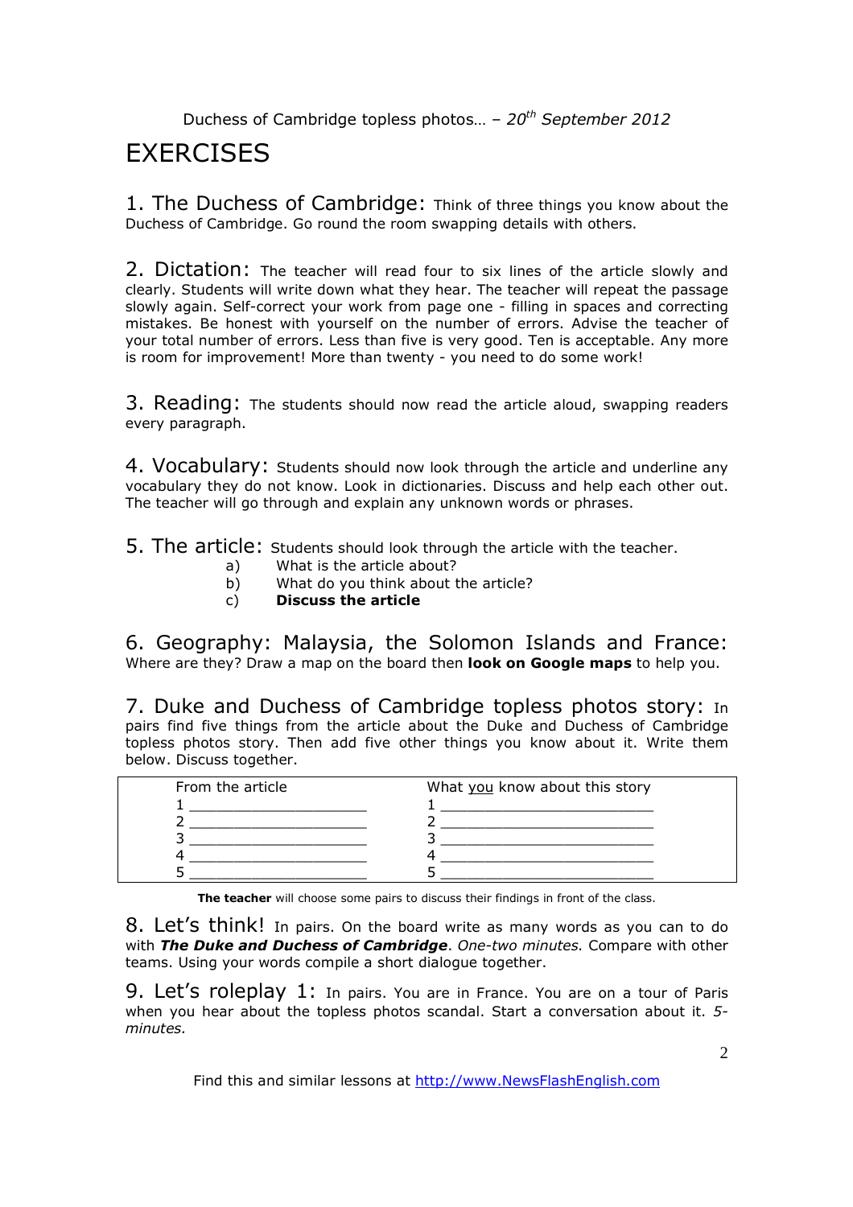# EXERCISES

## 1. The Duchess of Cambridge:
Think of three things you know about the Duchess of Cambridge. Go round the room swapping details with others.

## 2. Dictation:
The teacher will read four to six lines of the article slowly and clearly. Students will write down what they hear. The teacher will repeat the passage slowly again. Self-correct your work from page one - filling in spaces and correcting mistakes. Be honest with yourself on the number of errors. Advise the teacher of your total number of errors. Less than five is very good. Ten is acceptable. Any more is room for improvement! More than twenty - you need to do some work!

## 3. Reading:
The students should now read the article aloud, swapping readers every paragraph.

## 4. Vocabulary:
Students should now look through the article and underline any vocabulary they do not know. Look in dictionaries. Discuss and help each other out. The teacher will go through and explain any unknown words or phrases.

## 5. The article:
Students should look through the article with the teacher.

a) What is the article about?
b) What do you think about the article?
c) **Discuss the article**

## 6. Geography: Malaysia, the Solomon Islands and France:
Where are they? Draw a map on the board then **look on Google maps** to help you.

## 7. Duke and Duchess of Cambridge topless photos story:
In pairs find five things from the article about the Duke and Duchess of Cambridge topless photos story. Then add five other things you know about it. Write them below. Discuss together.

| From the article | What you know about this story |
|---|---|
| 1 ____________________ | 1 ________________________ |
| 2 ____________________ | 2 ________________________ |
| 3 ____________________ | 3 ________________________ |
| 4 ____________________ | 4 ________________________ |
| 5 ____________________ | 5 ________________________ |

**The teacher** will choose some pairs to discuss their findings in front of the class.

## 8. Let's think!
In pairs. On the board write as many words as you can to do with ***The Duke and Duchess of Cambridge***. *One-two minutes.* Compare with other teams. Using your words compile a short dialogue together.

## 9. Let's roleplay 1:
In pairs. You are in France. You are on a tour of Paris when you hear about the topless photos scandal. Start a conversation about it. *5-minutes.*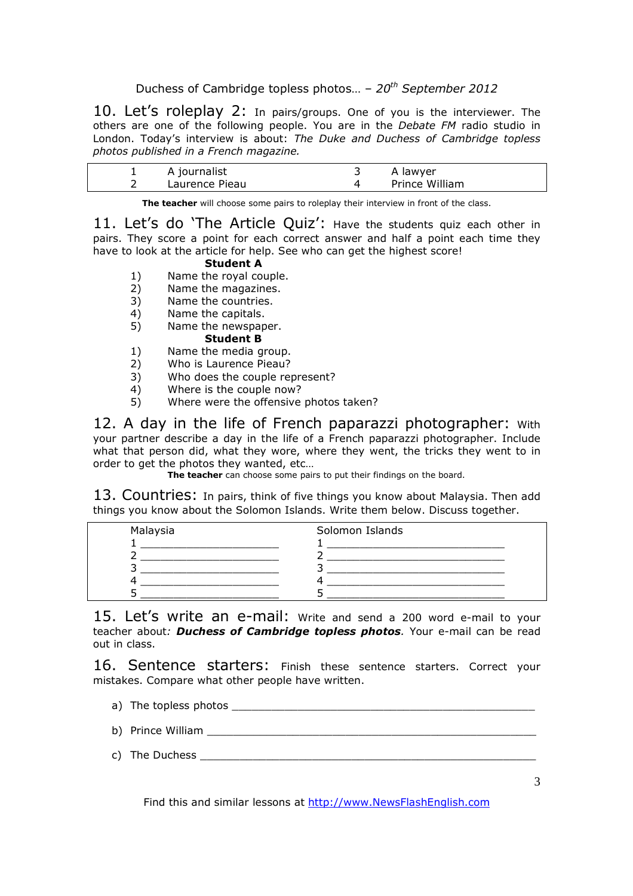## 10. Let's roleplay 2:

In pairs/groups. One of you is the interviewer. The others are one of the following people. You are in the *Debate FM* radio studio in London. Today's interview is about: *The Duke and Duchess of Cambridge topless photos published in a French magazine.*

| | | | |
|---|---|---|---|
| 1 | A journalist | 3 | A lawyer |
| 2 | Laurence Pieau | 4 | Prince William |

**The teacher** will choose some pairs to roleplay their interview in front of the class.

## 11. Let's do 'The Article Quiz':

Have the students quiz each other in pairs. They score a point for each correct answer and half a point each time they have to look at the article for help. See who can get the highest score!

**Student A**

1) Name the royal couple.
2) Name the magazines.
3) Name the countries.
4) Name the capitals.
5) Name the newspaper.

**Student B**

1) Name the media group.
2) Who is Laurence Pieau?
3) Who does the couple represent?
4) Where is the couple now?
5) Where were the offensive photos taken?

## 12. A day in the life of French paparazzi photographer:

With your partner describe a day in the life of a French paparazzi photographer. Include what that person did, what they wore, where they went, the tricks they went to in order to get the photos they wanted, etc…

**The teacher** can choose some pairs to put their findings on the board.

## 13. Countries:

In pairs, think of five things you know about Malaysia. Then add things you know about the Solomon Islands. Write them below. Discuss together.

| Malaysia | Solomon Islands |
|---|---|
| 1 ____________________ | 1 ____________________ |
| 2 ____________________ | 2 ____________________ |
| 3 ____________________ | 3 ____________________ |
| 4 ____________________ | 4 ____________________ |
| 5 ____________________ | 5 ____________________ |

## 15. Let's write an e-mail:

Write and send a 200 word e-mail to your teacher about*:* ***Duchess of Cambridge topless photos****.* Your e-mail can be read out in class.

## 16. Sentence starters:

Finish these sentence starters. Correct your mistakes. Compare what other people have written.

a) The topless photos ______________________________________________

b) Prince William ______________________________________________

c) The Duchess ______________________________________________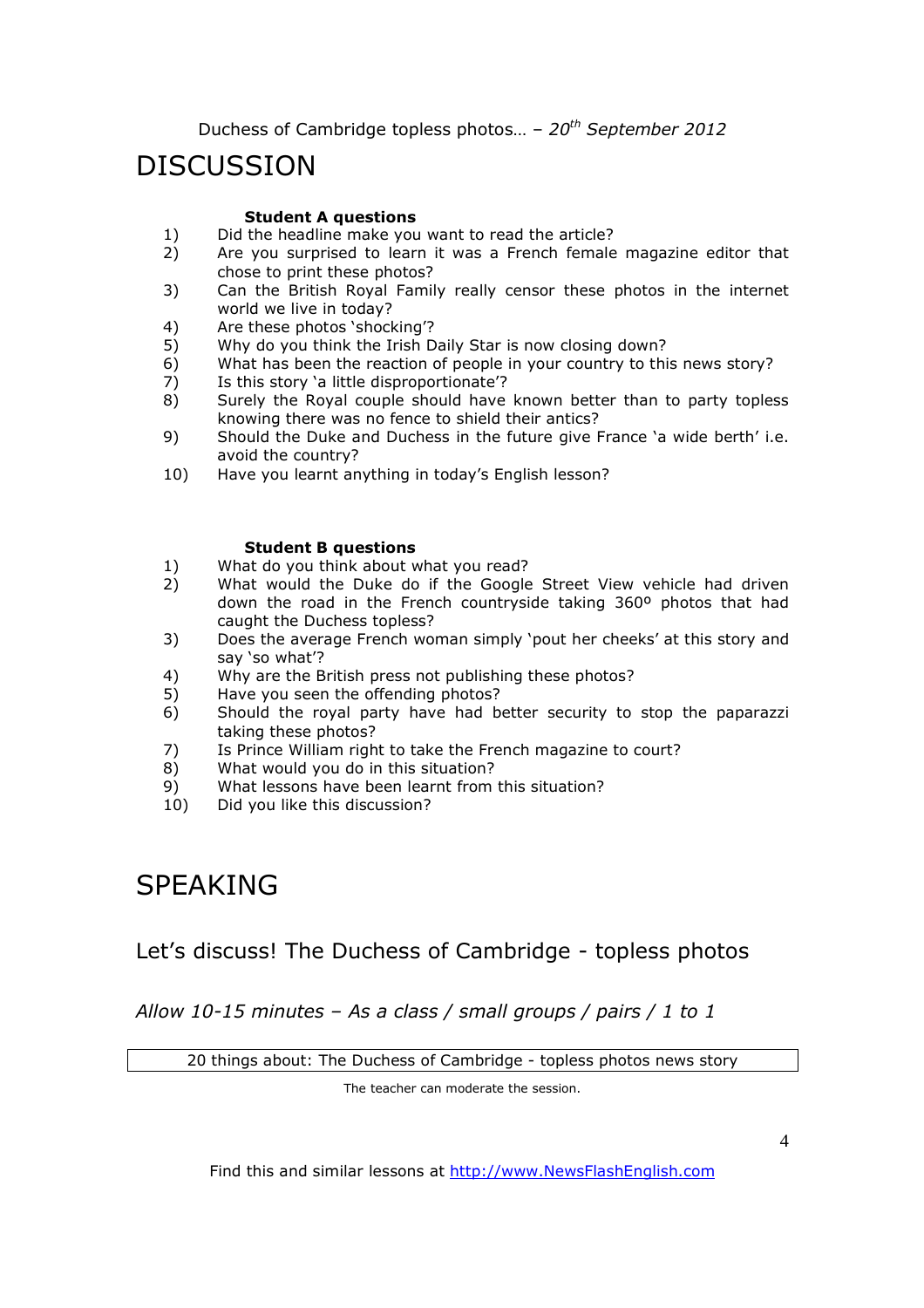# DISCUSSION

**Student A questions**

1) Did the headline make you want to read the article?
2) Are you surprised to learn it was a French female magazine editor that chose to print these photos?
3) Can the British Royal Family really censor these photos in the internet world we live in today?
4) Are these photos 'shocking'?
5) Why do you think the Irish Daily Star is now closing down?
6) What has been the reaction of people in your country to this news story?
7) Is this story 'a little disproportionate'?
8) Surely the Royal couple should have known better than to party topless knowing there was no fence to shield their antics?
9) Should the Duke and Duchess in the future give France 'a wide berth' i.e. avoid the country?
10) Have you learnt anything in today's English lesson?

**Student B questions**

1) What do you think about what you read?
2) What would the Duke do if the Google Street View vehicle had driven down the road in the French countryside taking 360º photos that had caught the Duchess topless?
3) Does the average French woman simply 'pout her cheeks' at this story and say 'so what'?
4) Why are the British press not publishing these photos?
5) Have you seen the offending photos?
6) Should the royal party have had better security to stop the paparazzi taking these photos?
7) Is Prince William right to take the French magazine to court?
8) What would you do in this situation?
9) What lessons have been learnt from this situation?
10) Did you like this discussion?

# SPEAKING

## Let's discuss! The Duchess of Cambridge - topless photos

*Allow 10-15 minutes – As a class / small groups / pairs / 1 to 1*

| 20 things about: The Duchess of Cambridge - topless photos news story |
|---|

The teacher can moderate the session.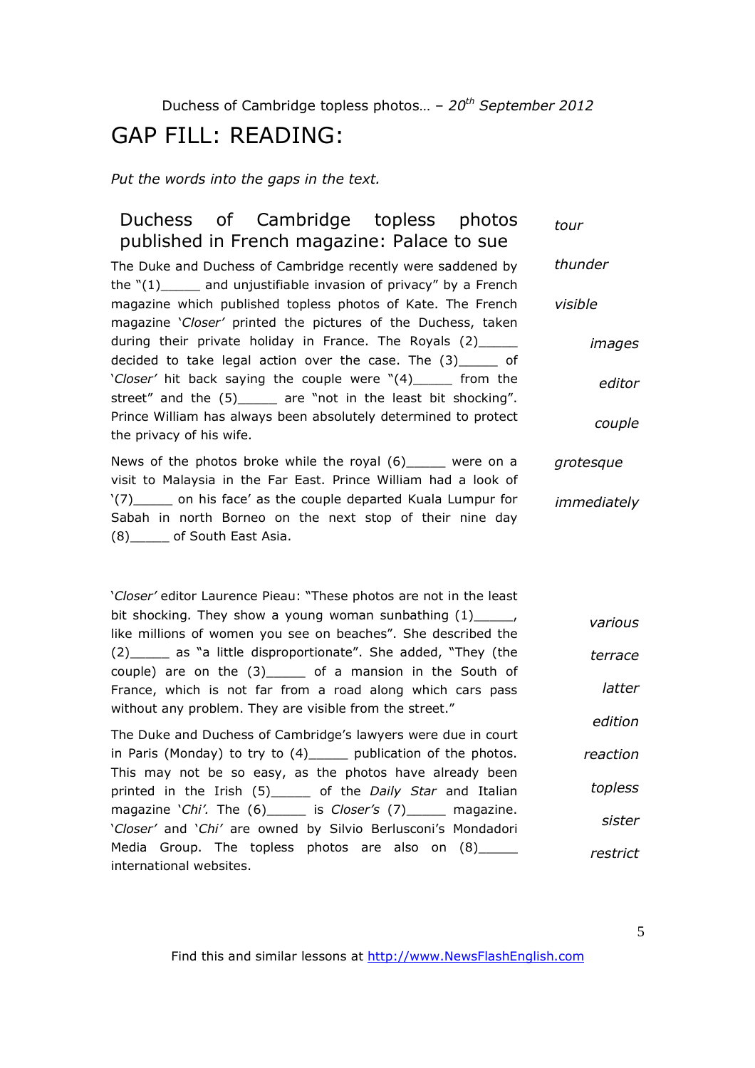# GAP FILL: READING:

*Put the words into the gaps in the text.*

## Duchess of Cambridge topless photos published in French magazine: Palace to sue

The Duke and Duchess of Cambridge recently were saddened by the "(1)_____ and unjustifiable invasion of privacy" by a French magazine which published topless photos of Kate. The French magazine '*Closer*' printed the pictures of the Duchess, taken during their private holiday in France. The Royals (2)_____ decided to take legal action over the case. The (3)_____ of '*Closer*' hit back saying the couple were "(4)_____ from the street" and the (5)_____ are "not in the least bit shocking". Prince William has always been absolutely determined to protect the privacy of his wife.

News of the photos broke while the royal (6)_____ were on a visit to Malaysia in the Far East. Prince William had a look of '(7)_____ on his face' as the couple departed Kuala Lumpur for Sabah in north Borneo on the next stop of their nine day (8)_____ of South East Asia.

*tour*
*thunder*
*visible*
*images*
*editor*
*couple*
*grotesque*
*immediately*

'*Closer*' editor Laurence Pieau: "These photos are not in the least bit shocking. They show a young woman sunbathing (1)_____, like millions of women you see on beaches". She described the (2)_____ as "a little disproportionate". She added, "They (the couple) are on the (3)_____ of a mansion in the South of France, which is not far from a road along which cars pass without any problem. They are visible from the street."

The Duke and Duchess of Cambridge's lawyers were due in court in Paris (Monday) to try to (4)_____ publication of the photos. This may not be so easy, as the photos have already been printed in the Irish (5)_____ of the *Daily Star* and Italian magazine '*Chi*'. The (6)_____ is *Closer's* (7)_____ magazine. '*Closer*' and '*Chi*' are owned by Silvio Berlusconi's Mondadori Media Group. The topless photos are also on (8)_____ international websites.

*various*
*terrace*
*latter*
*edition*
*reaction*
*topless*
*sister*
*restrict*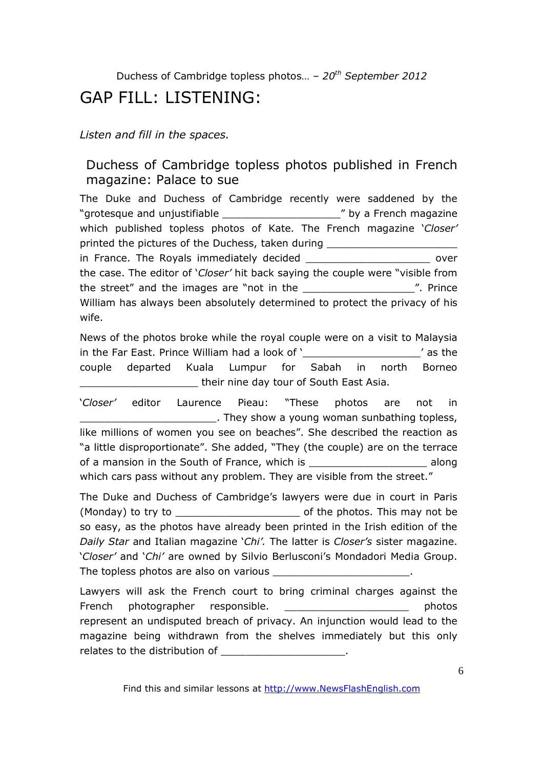# GAP FILL: LISTENING:

*Listen and fill in the spaces.*

## Duchess of Cambridge topless photos published in French magazine: Palace to sue

The Duke and Duchess of Cambridge recently were saddened by the "grotesque and unjustifiable ___________________" by a French magazine which published topless photos of Kate. The French magazine '*Closer*' printed the pictures of the Duchess, taken during _____________________ in France. The Royals immediately decided ____________________ over the case. The editor of '*Closer*' hit back saying the couple were "visible from the street" and the images are "not in the __________________". Prince William has always been absolutely determined to protect the privacy of his wife.

News of the photos broke while the royal couple were on a visit to Malaysia in the Far East. Prince William had a look of '___________________' as the couple departed Kuala Lumpur for Sabah in north Borneo ___________________ their nine day tour of South East Asia.

'*Closer*' editor Laurence Pieau: "These photos are not in ______________________. They show a young woman sunbathing topless, like millions of women you see on beaches". She described the reaction as "a little disproportionate". She added, "They (the couple) are on the terrace of a mansion in the South of France, which is ___________________ along which cars pass without any problem. They are visible from the street."

The Duke and Duchess of Cambridge's lawyers were due in court in Paris (Monday) to try to ____________________ of the photos. This may not be so easy, as the photos have already been printed in the Irish edition of the *Daily Star* and Italian magazine '*Chi'*. The latter is *Closer's* sister magazine. '*Closer*' and '*Chi*' are owned by Silvio Berlusconi's Mondadori Media Group. The topless photos are also on various ______________________.

Lawyers will ask the French court to bring criminal charges against the French photographer responsible. ____________________ photos represent an undisputed breach of privacy. An injunction would lead to the magazine being withdrawn from the shelves immediately but this only relates to the distribution of ____________________.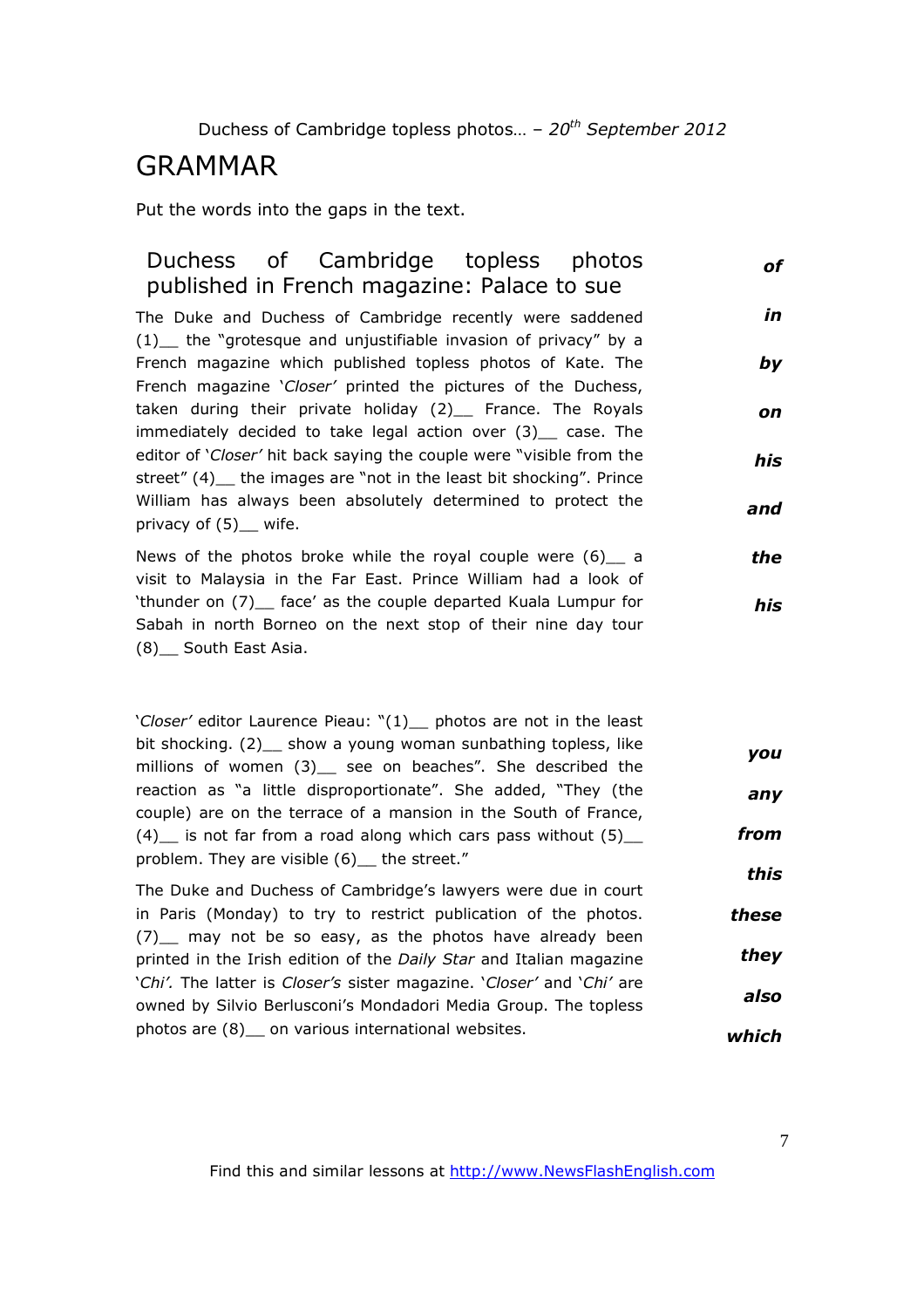## GRAMMAR

Put the words into the gaps in the text.

### Duchess of Cambridge topless photos published in French magazine: Palace to sue

The Duke and Duchess of Cambridge recently were saddened (1)__ the "grotesque and unjustifiable invasion of privacy" by a French magazine which published topless photos of Kate. The French magazine '*Closer*' printed the pictures of the Duchess, taken during their private holiday (2)__ France. The Royals immediately decided to take legal action over (3)__ case. The editor of '*Closer*' hit back saying the couple were "visible from the street" (4)__ the images are "not in the least bit shocking". Prince William has always been absolutely determined to protect the privacy of (5)__ wife.

News of the photos broke while the royal couple were (6)__ a visit to Malaysia in the Far East. Prince William had a look of 'thunder on (7)__ face' as the couple departed Kuala Lumpur for Sabah in north Borneo on the next stop of their nine day tour (8)__ South East Asia.

***of***

***in***

***by***

***on***

***his***

***and***

***the***

***his***

'*Closer*' editor Laurence Pieau: "(1)__ photos are not in the least bit shocking. (2)__ show a young woman sunbathing topless, like millions of women (3)__ see on beaches". She described the reaction as "a little disproportionate". She added, "They (the couple) are on the terrace of a mansion in the South of France, (4)__ is not far from a road along which cars pass without (5)__ problem. They are visible (6)__ the street."

The Duke and Duchess of Cambridge's lawyers were due in court in Paris (Monday) to try to restrict publication of the photos. (7)__ may not be so easy, as the photos have already been printed in the Irish edition of the *Daily Star* and Italian magazine '*Chi*'. The latter is *Closer's* sister magazine. '*Closer*' and '*Chi*' are owned by Silvio Berlusconi's Mondadori Media Group. The topless photos are (8)__ on various international websites.

***you***

***any***

***from***

***this***

***these***

***they***

***also***

***which***

Find this and similar lessons at http://www.NewsFlashEnglish.com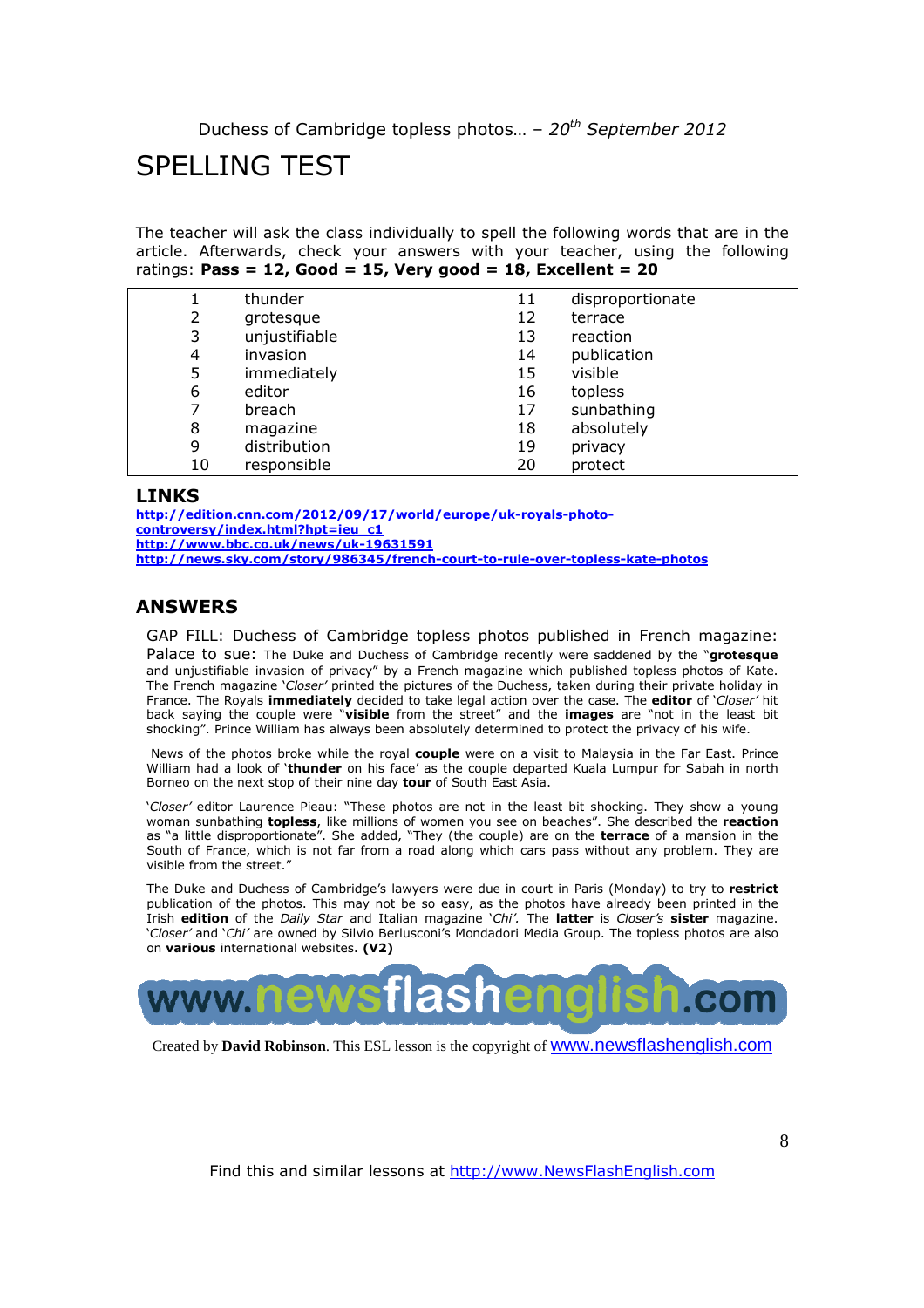Duchess of Cambridge topless photos… – *20th September 2012*

# SPELLING TEST

The teacher will ask the class individually to spell the following words that are in the article. Afterwards, check your answers with your teacher, using the following ratings: **Pass = 12, Good = 15, Very good = 18, Excellent = 20**

| | | | |
|---|---|---|---|
| 1 | thunder | 11 | disproportionate |
| 2 | grotesque | 12 | terrace |
| 3 | unjustifiable | 13 | reaction |
| 4 | invasion | 14 | publication |
| 5 | immediately | 15 | visible |
| 6 | editor | 16 | topless |
| 7 | breach | 17 | sunbathing |
| 8 | magazine | 18 | absolutely |
| 9 | distribution | 19 | privacy |
| 10 | responsible | 20 | protect |

## LINKS

**http://edition.cnn.com/2012/09/17/world/europe/uk-royals-photo-controversy/index.html?hpt=ieu_c1**
**http://www.bbc.co.uk/news/uk-19631591**
**http://news.sky.com/story/986345/french-court-to-rule-over-topless-kate-photos**

## ANSWERS

GAP FILL: Duchess of Cambridge topless photos published in French magazine: Palace to sue: The Duke and Duchess of Cambridge recently were saddened by the "**grotesque** and unjustifiable invasion of privacy" by a French magazine which published topless photos of Kate. The French magazine '*Closer*' printed the pictures of the Duchess, taken during their private holiday in France. The Royals **immediately** decided to take legal action over the case. The **editor** of '*Closer*' hit back saying the couple were "**visible** from the street" and the **images** are "not in the least bit shocking". Prince William has always been absolutely determined to protect the privacy of his wife.

News of the photos broke while the royal **couple** were on a visit to Malaysia in the Far East. Prince William had a look of '**thunder** on his face' as the couple departed Kuala Lumpur for Sabah in north Borneo on the next stop of their nine day **tour** of South East Asia.

'*Closer*' editor Laurence Pieau: "These photos are not in the least bit shocking. They show a young woman sunbathing **topless**, like millions of women you see on beaches". She described the **reaction** as "a little disproportionate". She added, "They (the couple) are on the **terrace** of a mansion in the South of France, which is not far from a road along which cars pass without any problem. They are visible from the street."

The Duke and Duchess of Cambridge's lawyers were due in court in Paris (Monday) to try to **restrict** publication of the photos. This may not be so easy, as the photos have already been printed in the Irish **edition** of the *Daily Star* and Italian magazine '*Chi'*. The **latter** is *Closer's* **sister** magazine. '*Closer*' and '*Chi*' are owned by Silvio Berlusconi's Mondadori Media Group. The topless photos are also on **various** international websites. **(V2)**

www.newsflashenglish.com

Created by **David Robinson**. This ESL lesson is the copyright of www.newsflashenglish.com

Find this and similar lessons at http://www.NewsFlashEnglish.com